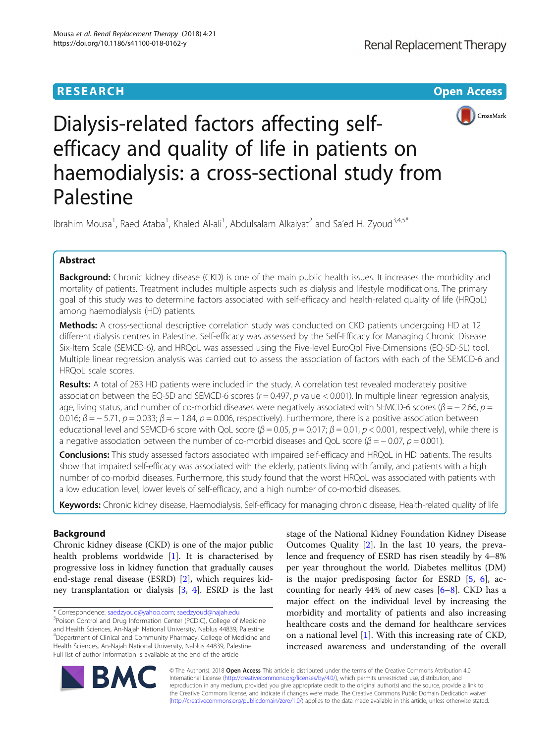RESEARCH **Open Access**

# Dialysis-related factors affecting self-efficacy and quality of life in patients on haemodialysis: a cross-sectional study from Palestine

Ibrahim Mousa[1], Raed Ataba[1], Khaled Al-ali[1], Abdulsalam Alkaiyat[2] and Sa'ed H. Zyoud[3,4,5*]

## Abstract

**Background:** Chronic kidney disease (CKD) is one of the main public health issues. It increases the morbidity and mortality of patients. Treatment includes multiple aspects such as dialysis and lifestyle modifications. The primary goal of this study was to determine factors associated with self-efficacy and health-related quality of life (HRQoL) among haemodialysis (HD) patients.

**Methods:** A cross-sectional descriptive correlation study was conducted on CKD patients undergoing HD at 12 different dialysis centres in Palestine. Self-efficacy was assessed by the Self-Efficacy for Managing Chronic Disease Six-Item Scale (SEMCD-6), and HRQoL was assessed using the Five-level EuroQol Five-Dimensions (EQ-5D-5L) tool. Multiple linear regression analysis was carried out to assess the association of factors with each of the SEMCD-6 and HRQoL scale scores.

**Results:** A total of 283 HD patients were included in the study. A correlation test revealed moderately positive association between the EQ-5D and SEMCD-6 scores ($r = 0.497$, $p$ value < 0.001). In multiple linear regression analysis, age, living status, and number of co-morbid diseases were negatively associated with SEMCD-6 scores ($\beta = -2.66$, $p = 0.016$; $\beta = -5.71$, $p = 0.033$; $\beta = -1.84$, $p = 0.006$, respectively). Furthermore, there is a positive association between educational level and SEMCD-6 score with QoL score ($\beta = 0.05$, $p = 0.017$; $\beta = 0.01$, $p < 0.001$, respectively), while there is a negative association between the number of co-morbid diseases and QoL score ($\beta = -0.07$, $p = 0.001$).

**Conclusions:** This study assessed factors associated with impaired self-efficacy and HRQoL in HD patients. The results show that impaired self-efficacy was associated with the elderly, patients living with family, and patients with a high number of co-morbid diseases. Furthermore, this study found that the worst HRQoL was associated with patients with a low education level, lower levels of self-efficacy, and a high number of co-morbid diseases.

**Keywords:** Chronic kidney disease, Haemodialysis, Self-efficacy for managing chronic disease, Health-related quality of life

## Background

Chronic kidney disease (CKD) is one of the major public health problems worldwide [1]. It is characterised by progressive loss in kidney function that gradually causes end-stage renal disease (ESRD) [2], which requires kidney transplantation or dialysis [3, 4]. ESRD is the last stage of the National Kidney Foundation Kidney Disease Outcomes Quality [2]. In the last 10 years, the prevalence and frequency of ESRD has risen steadily by 4–8% per year throughout the world. Diabetes mellitus (DM) is the major predisposing factor for ESRD [5, 6], accounting for nearly 44% of new cases [6–8]. CKD has a major effect on the individual level by increasing the morbidity and mortality of patients and also increasing healthcare costs and the demand for healthcare services on a national level [1]. With this increasing rate of CKD, increased awareness and understanding of the overall

* Correspondence: saedzyoud@yahoo.com; saedzyoud@najah.edu
[3]Poison Control and Drug Information Center (PCDIC), College of Medicine and Health Sciences, An-Najah National University, Nablus 44839, Palestine
[4]Department of Clinical and Community Pharmacy, College of Medicine and Health Sciences, An-Najah National University, Nablus 44839, Palestine
Full list of author information is available at the end of the article

© The Author(s). 2018 **Open Access** This article is distributed under the terms of the Creative Commons Attribution 4.0 International License (http://creativecommons.org/licenses/by/4.0/), which permits unrestricted use, distribution, and reproduction in any medium, provided you give appropriate credit to the original author(s) and the source, provide a link to the Creative Commons license, and indicate if changes were made. The Creative Commons Public Domain Dedication waiver (http://creativecommons.org/publicdomain/zero/1.0/) applies to the data made available in this article, unless otherwise stated.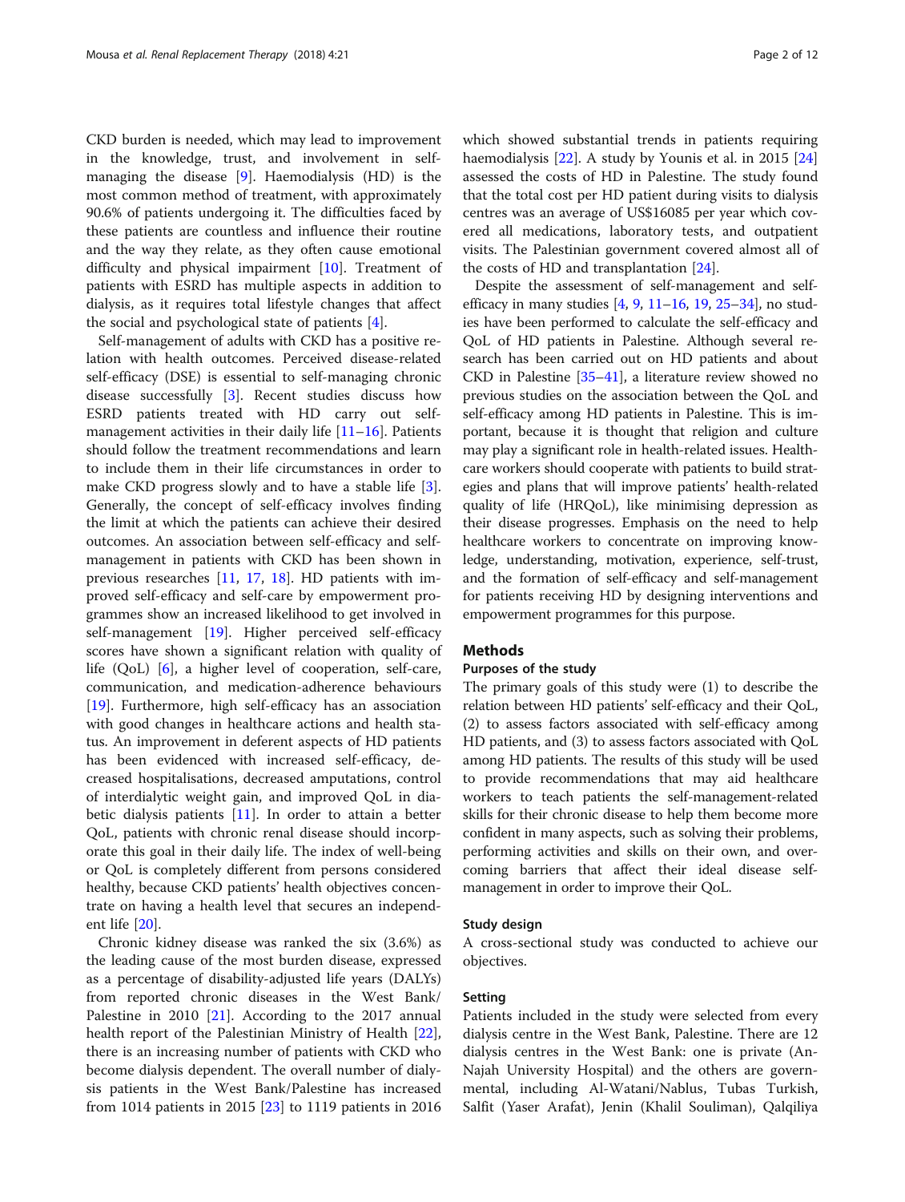CKD burden is needed, which may lead to improvement in the knowledge, trust, and involvement in self-managing the disease [9]. Haemodialysis (HD) is the most common method of treatment, with approximately 90.6% of patients undergoing it. The difficulties faced by these patients are countless and influence their routine and the way they relate, as they often cause emotional difficulty and physical impairment [10]. Treatment of patients with ESRD has multiple aspects in addition to dialysis, as it requires total lifestyle changes that affect the social and psychological state of patients [4].

Self-management of adults with CKD has a positive relation with health outcomes. Perceived disease-related self-efficacy (DSE) is essential to self-managing chronic disease successfully [3]. Recent studies discuss how ESRD patients treated with HD carry out self-management activities in their daily life [11–16]. Patients should follow the treatment recommendations and learn to include them in their life circumstances in order to make CKD progress slowly and to have a stable life [3]. Generally, the concept of self-efficacy involves finding the limit at which the patients can achieve their desired outcomes. An association between self-efficacy and self-management in patients with CKD has been shown in previous researches [11, 17, 18]. HD patients with improved self-efficacy and self-care by empowerment programmes show an increased likelihood to get involved in self-management [19]. Higher perceived self-efficacy scores have shown a significant relation with quality of life (QoL) [6], a higher level of cooperation, self-care, communication, and medication-adherence behaviours [19]. Furthermore, high self-efficacy has an association with good changes in healthcare actions and health status. An improvement in deferent aspects of HD patients has been evidenced with increased self-efficacy, decreased hospitalisations, decreased amputations, control of interdialytic weight gain, and improved QoL in diabetic dialysis patients [11]. In order to attain a better QoL, patients with chronic renal disease should incorporate this goal in their daily life. The index of well-being or QoL is completely different from persons considered healthy, because CKD patients' health objectives concentrate on having a health level that secures an independent life [20].

Chronic kidney disease was ranked the six (3.6%) as the leading cause of the most burden disease, expressed as a percentage of disability-adjusted life years (DALYs) from reported chronic diseases in the West Bank/Palestine in 2010 [21]. According to the 2017 annual health report of the Palestinian Ministry of Health [22], there is an increasing number of patients with CKD who become dialysis dependent. The overall number of dialysis patients in the West Bank/Palestine has increased from 1014 patients in 2015 [23] to 1119 patients in 2016 which showed substantial trends in patients requiring haemodialysis [22]. A study by Younis et al. in 2015 [24] assessed the costs of HD in Palestine. The study found that the total cost per HD patient during visits to dialysis centres was an average of US$16085 per year which covered all medications, laboratory tests, and outpatient visits. The Palestinian government covered almost all of the costs of HD and transplantation [24].

Despite the assessment of self-management and self-efficacy in many studies [4, 9, 11–16, 19, 25–34], no studies have been performed to calculate the self-efficacy and QoL of HD patients in Palestine. Although several research has been carried out on HD patients and about CKD in Palestine [35–41], a literature review showed no previous studies on the association between the QoL and self-efficacy among HD patients in Palestine. This is important, because it is thought that religion and culture may play a significant role in health-related issues. Healthcare workers should cooperate with patients to build strategies and plans that will improve patients' health-related quality of life (HRQoL), like minimising depression as their disease progresses. Emphasis on the need to help healthcare workers to concentrate on improving knowledge, understanding, motivation, experience, self-trust, and the formation of self-efficacy and self-management for patients receiving HD by designing interventions and empowerment programmes for this purpose.

## Methods

### Purposes of the study

The primary goals of this study were (1) to describe the relation between HD patients' self-efficacy and their QoL, (2) to assess factors associated with self-efficacy among HD patients, and (3) to assess factors associated with QoL among HD patients. The results of this study will be used to provide recommendations that may aid healthcare workers to teach patients the self-management-related skills for their chronic disease to help them become more confident in many aspects, such as solving their problems, performing activities and skills on their own, and overcoming barriers that affect their ideal disease self-management in order to improve their QoL.

### Study design

A cross-sectional study was conducted to achieve our objectives.

### Setting

Patients included in the study were selected from every dialysis centre in the West Bank, Palestine. There are 12 dialysis centres in the West Bank: one is private (An-Najah University Hospital) and the others are governmental, including Al-Watani/Nablus, Tubas Turkish, Salfit (Yaser Arafat), Jenin (Khalil Souliman), Qalqiliya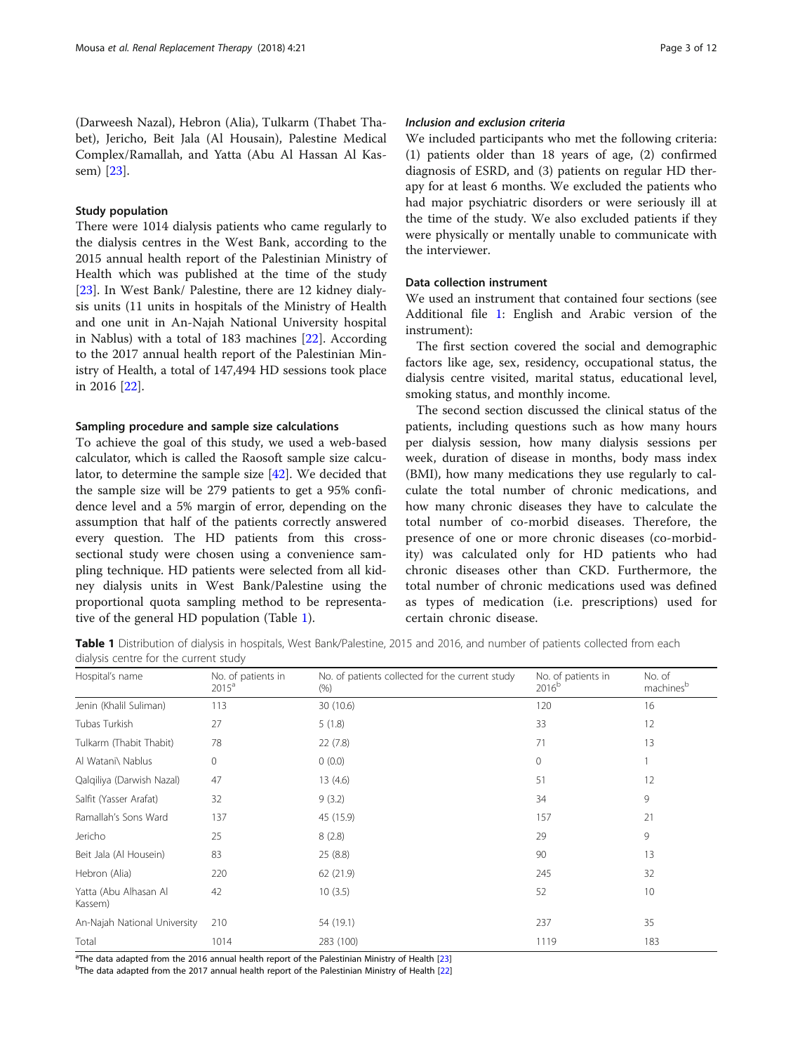(Darweesh Nazal), Hebron (Alia), Tulkarm (Thabet Thabet), Jericho, Beit Jala (Al Housain), Palestine Medical Complex/Ramallah, and Yatta (Abu Al Hassan Al Kassem) [23].

### Study population

There were 1014 dialysis patients who came regularly to the dialysis centres in the West Bank, according to the 2015 annual health report of the Palestinian Ministry of Health which was published at the time of the study [23]. In West Bank/ Palestine, there are 12 kidney dialysis units (11 units in hospitals of the Ministry of Health and one unit in An-Najah National University hospital in Nablus) with a total of 183 machines [22]. According to the 2017 annual health report of the Palestinian Ministry of Health, a total of 147,494 HD sessions took place in 2016 [22].

### Sampling procedure and sample size calculations

To achieve the goal of this study, we used a web-based calculator, which is called the Raosoft sample size calculator, to determine the sample size [42]. We decided that the sample size will be 279 patients to get a 95% confidence level and a 5% margin of error, depending on the assumption that half of the patients correctly answered every question. The HD patients from this cross-sectional study were chosen using a convenience sampling technique. HD patients were selected from all kidney dialysis units in West Bank/Palestine using the proportional quota sampling method to be representative of the general HD population (Table 1).

### *Inclusion and exclusion criteria*

We included participants who met the following criteria: (1) patients older than 18 years of age, (2) confirmed diagnosis of ESRD, and (3) patients on regular HD therapy for at least 6 months. We excluded the patients who had major psychiatric disorders or were seriously ill at the time of the study. We also excluded patients if they were physically or mentally unable to communicate with the interviewer.

### Data collection instrument

We used an instrument that contained four sections (see Additional file 1: English and Arabic version of the instrument):

The first section covered the social and demographic factors like age, sex, residency, occupational status, the dialysis centre visited, marital status, educational level, smoking status, and monthly income.

The second section discussed the clinical status of the patients, including questions such as how many hours per dialysis session, how many dialysis sessions per week, duration of disease in months, body mass index (BMI), how many medications they use regularly to calculate the total number of chronic medications, and how many chronic diseases they have to calculate the total number of co-morbid diseases. Therefore, the presence of one or more chronic diseases (co-morbidity) was calculated only for HD patients who had chronic diseases other than CKD. Furthermore, the total number of chronic medications used was defined as types of medication (i.e. prescriptions) used for certain chronic disease.

**Table 1** Distribution of dialysis in hospitals, West Bank/Palestine, 2015 and 2016, and number of patients collected from each dialysis centre for the current study

| Hospital's name | No. of patients in 2015[a] | No. of patients collected for the current study (%) | No. of patients in 2016[b] | No. of machines[b] |
|---|---|---|---|---|
| Jenin (Khalil Suliman) | 113 | 30 (10.6) | 120 | 16 |
| Tubas Turkish | 27 | 5 (1.8) | 33 | 12 |
| Tulkarm (Thabit Thabit) | 78 | 22 (7.8) | 71 | 13 |
| Al Watani\ Nablus | 0 | 0 (0.0) | 0 | 1 |
| Qalqiliya (Darwish Nazal) | 47 | 13 (4.6) | 51 | 12 |
| Salfit (Yasser Arafat) | 32 | 9 (3.2) | 34 | 9 |
| Ramallah's Sons Ward | 137 | 45 (15.9) | 157 | 21 |
| Jericho | 25 | 8 (2.8) | 29 | 9 |
| Beit Jala (Al Housein) | 83 | 25 (8.8) | 90 | 13 |
| Hebron (Alia) | 220 | 62 (21.9) | 245 | 32 |
| Yatta (Abu Alhasan Al Kassem) | 42 | 10 (3.5) | 52 | 10 |
| An-Najah National University | 210 | 54 (19.1) | 237 | 35 |
| Total | 1014 | 283 (100) | 1119 | 183 |

[a]The data adapted from the 2016 annual health report of the Palestinian Ministry of Health [23]
[b]The data adapted from the 2017 annual health report of the Palestinian Ministry of Health [22]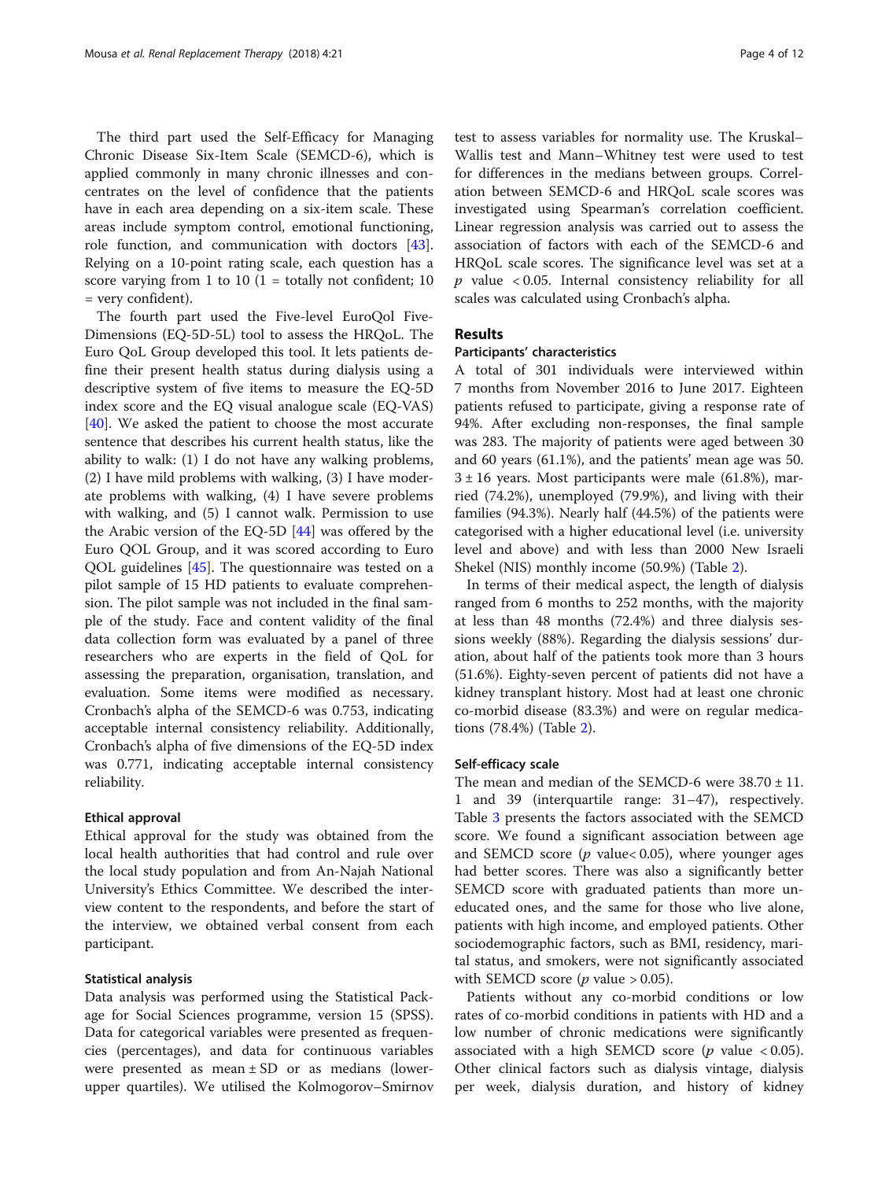The third part used the Self-Efficacy for Managing Chronic Disease Six-Item Scale (SEMCD-6), which is applied commonly in many chronic illnesses and concentrates on the level of confidence that the patients have in each area depending on a six-item scale. These areas include symptom control, emotional functioning, role function, and communication with doctors [43]. Relying on a 10-point rating scale, each question has a score varying from 1 to 10 (1 = totally not confident; 10 = very confident).

The fourth part used the Five-level EuroQol Five-Dimensions (EQ-5D-5L) tool to assess the HRQoL. The Euro QoL Group developed this tool. It lets patients define their present health status during dialysis using a descriptive system of five items to measure the EQ-5D index score and the EQ visual analogue scale (EQ-VAS) [40]. We asked the patient to choose the most accurate sentence that describes his current health status, like the ability to walk: (1) I do not have any walking problems, (2) I have mild problems with walking, (3) I have moderate problems with walking, (4) I have severe problems with walking, and (5) I cannot walk. Permission to use the Arabic version of the EQ-5D [44] was offered by the Euro QOL Group, and it was scored according to Euro QOL guidelines [45]. The questionnaire was tested on a pilot sample of 15 HD patients to evaluate comprehension. The pilot sample was not included in the final sample of the study. Face and content validity of the final data collection form was evaluated by a panel of three researchers who are experts in the field of QoL for assessing the preparation, organisation, translation, and evaluation. Some items were modified as necessary. Cronbach's alpha of the SEMCD-6 was 0.753, indicating acceptable internal consistency reliability. Additionally, Cronbach's alpha of five dimensions of the EQ-5D index was 0.771, indicating acceptable internal consistency reliability.

### Ethical approval

Ethical approval for the study was obtained from the local health authorities that had control and rule over the local study population and from An-Najah National University's Ethics Committee. We described the interview content to the respondents, and before the start of the interview, we obtained verbal consent from each participant.

### Statistical analysis

Data analysis was performed using the Statistical Package for Social Sciences programme, version 15 (SPSS). Data for categorical variables were presented as frequencies (percentages), and data for continuous variables were presented as mean ± SD or as medians (lower-upper quartiles). We utilised the Kolmogorov–Smirnov test to assess variables for normality use. The Kruskal–Wallis test and Mann–Whitney test were used to test for differences in the medians between groups. Correlation between SEMCD-6 and HRQoL scale scores was investigated using Spearman's correlation coefficient. Linear regression analysis was carried out to assess the association of factors with each of the SEMCD-6 and HRQoL scale scores. The significance level was set at a $p$ value $< 0.05$. Internal consistency reliability for all scales was calculated using Cronbach's alpha.

## Results

### Participants' characteristics

A total of 301 individuals were interviewed within 7 months from November 2016 to June 2017. Eighteen patients refused to participate, giving a response rate of 94%. After excluding non-responses, the final sample was 283. The majority of patients were aged between 30 and 60 years (61.1%), and the patients' mean age was 50.3 ± 16 years. Most participants were male (61.8%), married (74.2%), unemployed (79.9%), and living with their families (94.3%). Nearly half (44.5%) of the patients were categorised with a higher educational level (i.e. university level and above) and with less than 2000 New Israeli Shekel (NIS) monthly income (50.9%) (Table 2).

In terms of their medical aspect, the length of dialysis ranged from 6 months to 252 months, with the majority at less than 48 months (72.4%) and three dialysis sessions weekly (88%). Regarding the dialysis sessions' duration, about half of the patients took more than 3 hours (51.6%). Eighty-seven percent of patients did not have a kidney transplant history. Most had at least one chronic co-morbid disease (83.3%) and were on regular medications (78.4%) (Table 2).

### Self-efficacy scale

The mean and median of the SEMCD-6 were 38.70 ± 11.1 and 39 (interquartile range: 31–47), respectively. Table 3 presents the factors associated with the SEMCD score. We found a significant association between age and SEMCD score ($p$ value< 0.05), where younger ages had better scores. There was also a significantly better SEMCD score with graduated patients than more uneducated ones, and the same for those who live alone, patients with high income, and employed patients. Other sociodemographic factors, such as BMI, residency, marital status, and smokers, were not significantly associated with SEMCD score ($p$ value > 0.05).

Patients without any co-morbid conditions or low rates of co-morbid conditions in patients with HD and a low number of chronic medications were significantly associated with a high SEMCD score ($p$ value < 0.05). Other clinical factors such as dialysis vintage, dialysis per week, dialysis duration, and history of kidney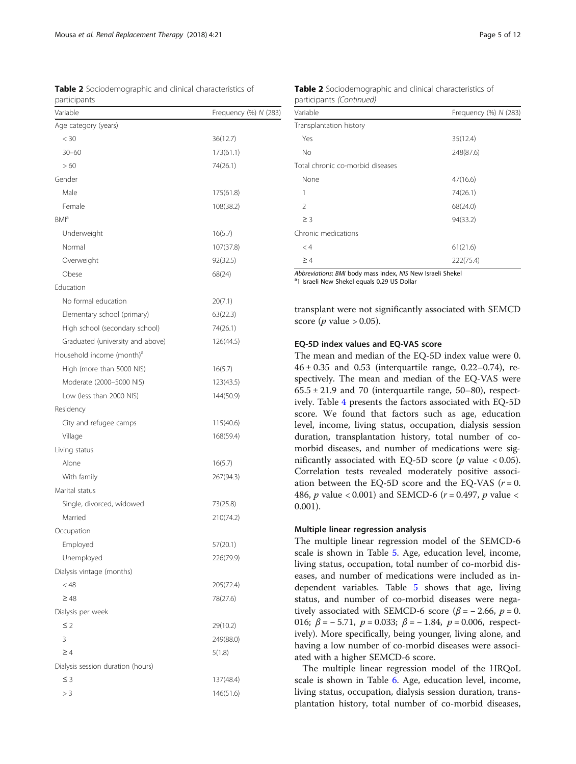**Table 2** Sociodemographic and clinical characteristics of participants

| Variable | Frequency (%) *N* (283) |
| --- | --- |
| Age category (years) | |
| < 30 | 36(12.7) |
| 30–60 | 173(61.1) |
| > 60 | 74(26.1) |
| Gender | |
| Male | 175(61.8) |
| Female | 108(38.2) |
| BMI[a] | |
| Underweight | 16(5.7) |
| Normal | 107(37.8) |
| Overweight | 92(32.5) |
| Obese | 68(24) |
| Education | |
| No formal education | 20(7.1) |
| Elementary school (primary) | 63(22.3) |
| High school (secondary school) | 74(26.1) |
| Graduated (university and above) | 126(44.5) |
| Household income (month)[a] | |
| High (more than 5000 NIS) | 16(5.7) |
| Moderate (2000–5000 NIS) | 123(43.5) |
| Low (less than 2000 NIS) | 144(50.9) |
| Residency | |
| City and refugee camps | 115(40.6) |
| Village | 168(59.4) |
| Living status | |
| Alone | 16(5.7) |
| With family | 267(94.3) |
| Marital status | |
| Single, divorced, widowed | 73(25.8) |
| Married | 210(74.2) |
| Occupation | |
| Employed | 57(20.1) |
| Unemployed | 226(79.9) |
| Dialysis vintage (months) | |
| < 48 | 205(72.4) |
| ≥ 48 | 78(27.6) |
| Dialysis per week | |
| ≤ 2 | 29(10.2) |
| 3 | 249(88.0) |
| ≥ 4 | 5(1.8) |
| Dialysis session duration (hours) | |
| ≤ 3 | 137(48.4) |
| > 3 | 146(51.6) |
| Transplantation history | |
| Yes | 35(12.4) |
| No | 248(87.6) |
| Total chronic co-morbid diseases | |
| None | 47(16.6) |
| 1 | 74(26.1) |
| 2 | 68(24.0) |
| ≥ 3 | 94(33.2) |
| Chronic medications | |
| < 4 | 61(21.6) |
| ≥ 4 | 222(75.4) |

*Abbreviations*: *BMI* body mass index, *NIS* New Israeli Shekel
[a]1 Israeli New Shekel equals 0.29 US Dollar

transplant were not significantly associated with SEMCD score (*p* value > 0.05).

### EQ-5D index values and EQ-VAS score

The mean and median of the EQ-5D index value were 0.46 ± 0.35 and 0.53 (interquartile range, 0.22–0.74), respectively. The mean and median of the EQ-VAS were 65.5 ± 21.9 and 70 (interquartile range, 50–80), respectively. Table 4 presents the factors associated with EQ-5D score. We found that factors such as age, education level, income, living status, occupation, dialysis session duration, transplantation history, total number of co-morbid diseases, and number of medications were significantly associated with EQ-5D score ($p$ value < 0.05). Correlation tests revealed moderately positive association between the EQ-5D score and the EQ-VAS ($r = 0.486$, $p$ value < 0.001) and SEMCD-6 ($r = 0.497$, $p$ value < 0.001).

### Multiple linear regression analysis

The multiple linear regression model of the SEMCD-6 scale is shown in Table 5. Age, education level, income, living status, occupation, total number of co-morbid diseases, and number of medications were included as independent variables. Table 5 shows that age, living status, and number of co-morbid diseases were negatively associated with SEMCD-6 score ($\beta = -2.66$, $p = 0.016$; $\beta = -5.71$, $p = 0.033$; $\beta = -1.84$, $p = 0.006$, respectively). More specifically, being younger, living alone, and having a low number of co-morbid diseases were associated with a higher SEMCD-6 score.

The multiple linear regression model of the HRQoL scale is shown in Table 6. Age, education level, income, living status, occupation, dialysis session duration, transplantation history, total number of co-morbid diseases,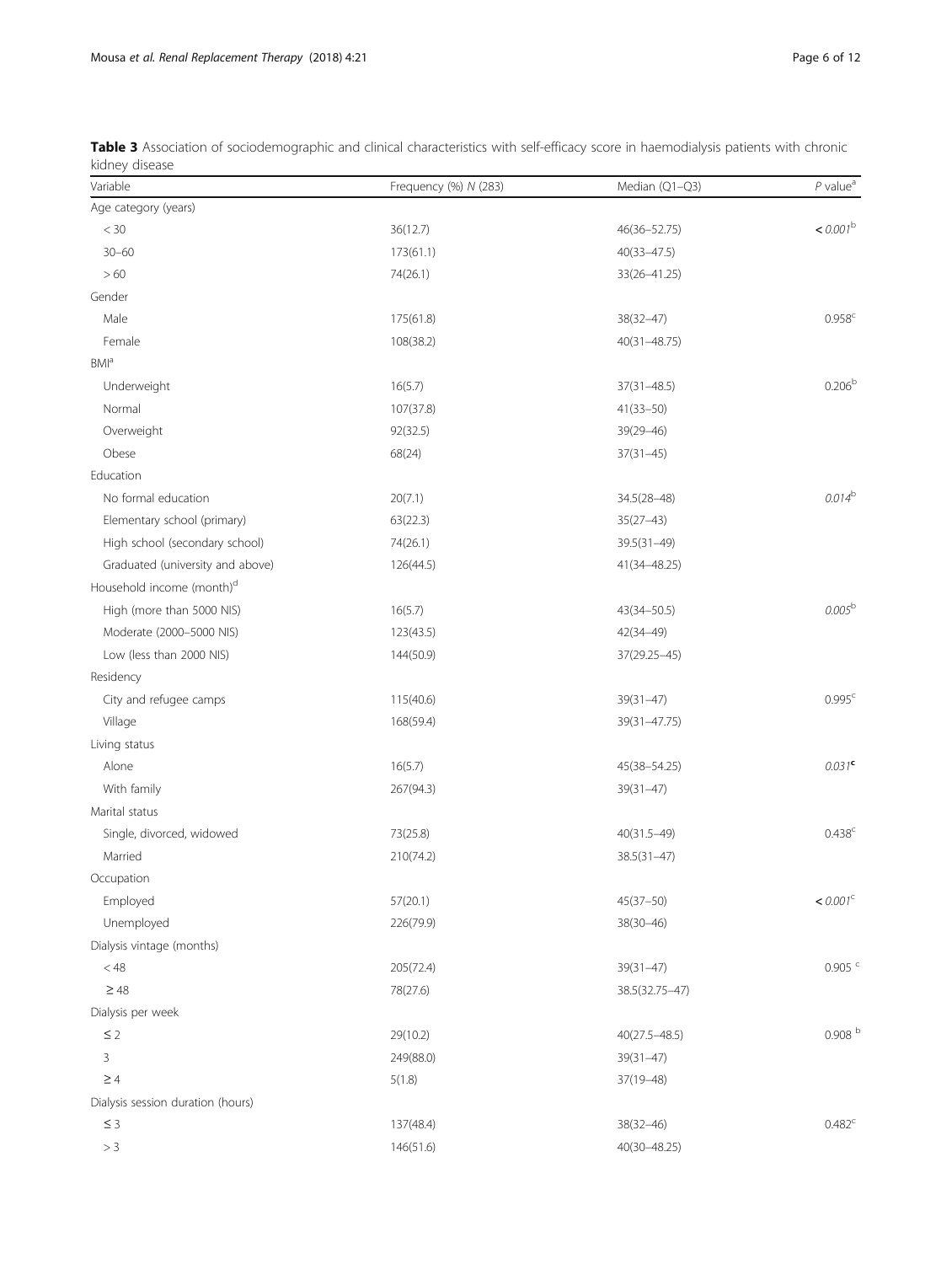**Table 3** Association of sociodemographic and clinical characteristics with self-efficacy score in haemodialysis patients with chronic kidney disease

| Variable | Frequency (%) *N* (283) | Median (Q1–Q3) | *P* value[a] |
|---|---|---|---|
| Age category (years) | | | |
| < 30 | 36(12.7) | 46(36–52.75) | ***< 0.001***[b] |
| 30–60 | 173(61.1) | 40(33–47.5) | |
| > 60 | 74(26.1) | 33(26–41.25) | |
| Gender | | | |
| Male | 175(61.8) | 38(32–47) | 0.958[c] |
| Female | 108(38.2) | 40(31–48.75) | |
| BMI[a] | | | |
| Underweight | 16(5.7) | 37(31–48.5) | 0.206[b] |
| Normal | 107(37.8) | 41(33–50) | |
| Overweight | 92(32.5) | 39(29–46) | |
| Obese | 68(24) | 37(31–45) | |
| Education | | | |
| No formal education | 20(7.1) | 34.5(28–48) | *0.014*[b] |
| Elementary school (primary) | 63(22.3) | 35(27–43) | |
| High school (secondary school) | 74(26.1) | 39.5(31–49) | |
| Graduated (university and above) | 126(44.5) | 41(34–48.25) | |
| Household income (month)[d] | | | |
| High (more than 5000 NIS) | 16(5.7) | 43(34–50.5) | *0.005*[b] |
| Moderate (2000–5000 NIS) | 123(43.5) | 42(34–49) | |
| Low (less than 2000 NIS) | 144(50.9) | 37(29.25–45) | |
| Residency | | | |
| City and refugee camps | 115(40.6) | 39(31–47) | 0.995[c] |
| Village | 168(59.4) | 39(31–47.75) | |
| Living status | | | |
| Alone | 16(5.7) | 45(38–54.25) | *0.031*[c] |
| With family | 267(94.3) | 39(31–47) | |
| Marital status | | | |
| Single, divorced, widowed | 73(25.8) | 40(31.5–49) | 0.438[c] |
| Married | 210(74.2) | 38.5(31–47) | |
| Occupation | | | |
| Employed | 57(20.1) | 45(37–50) | ***< 0.001***[c] |
| Unemployed | 226(79.9) | 38(30–46) | |
| Dialysis vintage (months) | | | |
| < 48 | 205(72.4) | 39(31–47) | 0.905[c] |
| ≥ 48 | 78(27.6) | 38.5(32.75–47) | |
| Dialysis per week | | | |
| ≤ 2 | 29(10.2) | 40(27.5–48.5) | 0.908[b] |
| 3 | 249(88.0) | 39(31–47) | |
| ≥ 4 | 5(1.8) | 37(19–48) | |
| Dialysis session duration (hours) | | | |
| ≤ 3 | 137(48.4) | 38(32–46) | 0.482[c] |
| > 3 | 146(51.6) | 40(30–48.25) | |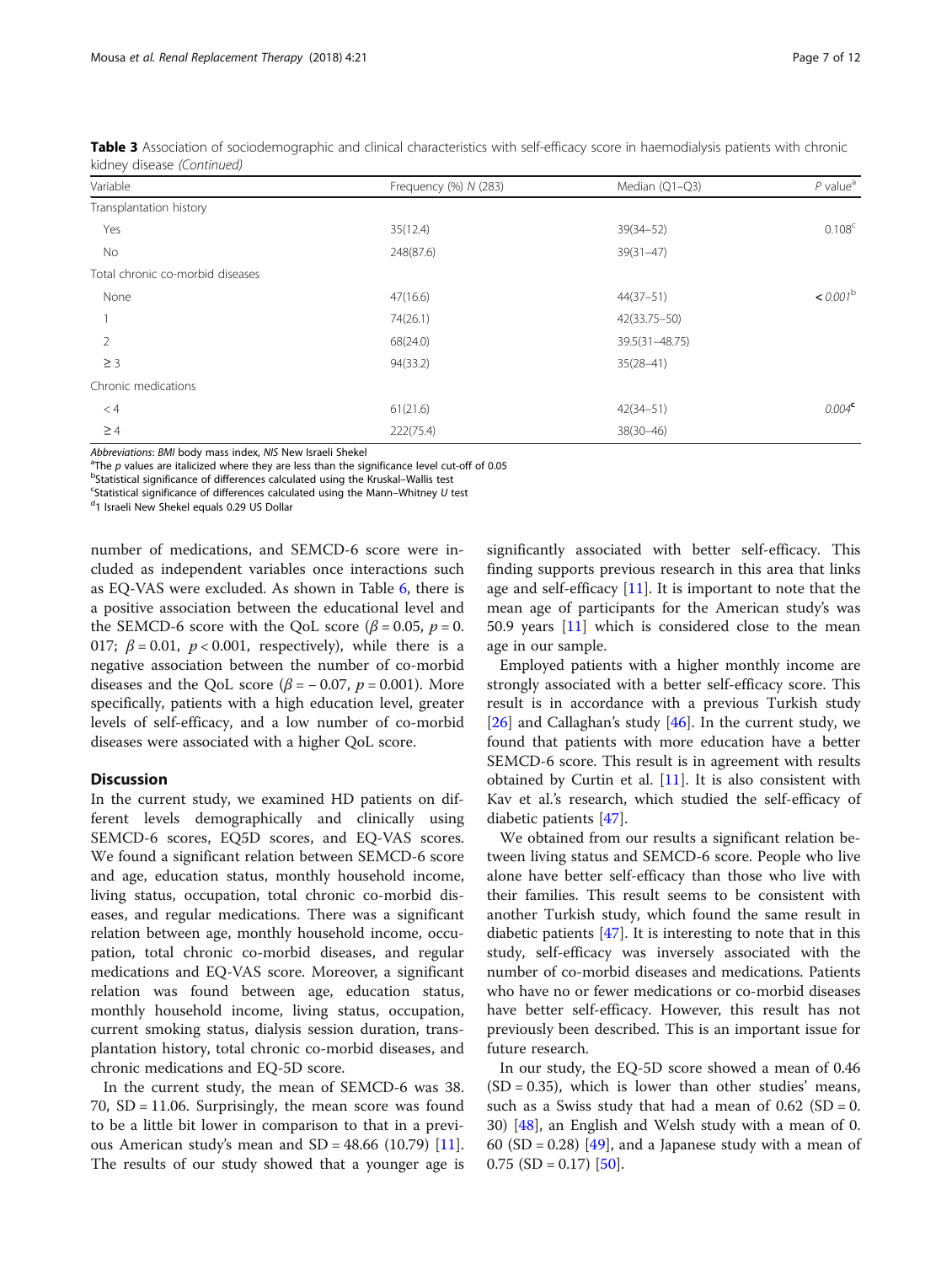**Table 3** Association of sociodemographic and clinical characteristics with self-efficacy score in haemodialysis patients with chronic kidney disease *(Continued)*

| Variable | Frequency (%) N (283) | Median (Q1–Q3) | P value[a] |
|---|---|---|---|
| Transplantation history | | | |
| Yes | 35(12.4) | 39(34–52) | 0.108[c] |
| No | 248(87.6) | 39(31–47) | |
| Total chronic co-morbid diseases | | | |
| None | 47(16.6) | 44(37–51) | *< 0.001*[b] |
| 1 | 74(26.1) | 42(33.75–50) | |
| 2 | 68(24.0) | 39.5(31–48.75) | |
| ≥ 3 | 94(33.2) | 35(28–41) | |
| Chronic medications | | | |
| < 4 | 61(21.6) | 42(34–51) | *0.004*[c] |
| ≥ 4 | 222(75.4) | 38(30–46) | |

Abbreviations: *BMI* body mass index, *NIS* New Israeli Shekel
[a]The *p* values are italicized where they are less than the significance level cut-off of 0.05
[b]Statistical significance of differences calculated using the Kruskal–Wallis test
[c]Statistical significance of differences calculated using the Mann–Whitney *U* test
[d]1 Israeli New Shekel equals 0.29 US Dollar

number of medications, and SEMCD-6 score were included as independent variables once interactions such as EQ-VAS were excluded. As shown in Table 6, there is a positive association between the educational level and the SEMCD-6 score with the QoL score ($\beta = 0.05$, $p = 0.017$; $\beta = 0.01$, $p < 0.001$, respectively), while there is a negative association between the number of co-morbid diseases and the QoL score ($\beta = -0.07$, $p = 0.001$). More specifically, patients with a high education level, greater levels of self-efficacy, and a low number of co-morbid diseases were associated with a higher QoL score.

## Discussion

In the current study, we examined HD patients on different levels demographically and clinically using SEMCD-6 scores, EQ5D scores, and EQ-VAS scores. We found a significant relation between SEMCD-6 score and age, education status, monthly household income, living status, occupation, total chronic co-morbid diseases, and regular medications. There was a significant relation between age, monthly household income, occupation, total chronic co-morbid diseases, and regular medications and EQ-VAS score. Moreover, a significant relation was found between age, education status, monthly household income, living status, occupation, current smoking status, dialysis session duration, transplantation history, total chronic co-morbid diseases, and chronic medications and EQ-5D score.

In the current study, the mean of SEMCD-6 was 38.70, SD = 11.06. Surprisingly, the mean score was found to be a little bit lower in comparison to that in a previous American study's mean and SD = 48.66 (10.79) [11]. The results of our study showed that a younger age is significantly associated with better self-efficacy. This finding supports previous research in this area that links age and self-efficacy [11]. It is important to note that the mean age of participants for the American study's was 50.9 years [11] which is considered close to the mean age in our sample.

Employed patients with a higher monthly income are strongly associated with a better self-efficacy score. This result is in accordance with a previous Turkish study [26] and Callaghan's study [46]. In the current study, we found that patients with more education have a better SEMCD-6 score. This result is in agreement with results obtained by Curtin et al. [11]. It is also consistent with Kav et al.'s research, which studied the self-efficacy of diabetic patients [47].

We obtained from our results a significant relation between living status and SEMCD-6 score. People who live alone have better self-efficacy than those who live with their families. This result seems to be consistent with another Turkish study, which found the same result in diabetic patients [47]. It is interesting to note that in this study, self-efficacy was inversely associated with the number of co-morbid diseases and medications. Patients who have no or fewer medications or co-morbid diseases have better self-efficacy. However, this result has not previously been described. This is an important issue for future research.

In our study, the EQ-5D score showed a mean of 0.46 (SD = 0.35), which is lower than other studies' means, such as a Swiss study that had a mean of 0.62 (SD = 0.30) [48], an English and Welsh study with a mean of 0.60 (SD = 0.28) [49], and a Japanese study with a mean of 0.75 (SD = 0.17) [50].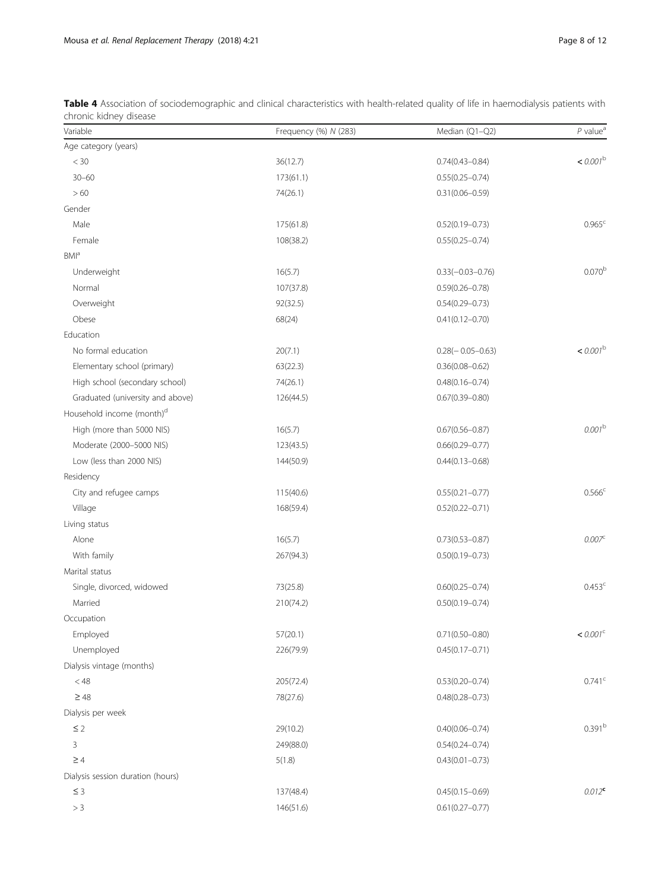**Table 4** Association of sociodemographic and clinical characteristics with health-related quality of life in haemodialysis patients with chronic kidney disease

| Variable | Frequency (%) *N* (283) | Median (Q1–Q2) | *P* value[a] |
|---|---|---|---|
| Age category (years) | | | |
| < 30 | 36(12.7) | 0.74(0.43–0.84) | ***< 0.001***[b] |
| 30–60 | 173(61.1) | 0.55(0.25–0.74) | |
| > 60 | 74(26.1) | 0.31(0.06–0.59) | |
| Gender | | | |
| Male | 175(61.8) | 0.52(0.19–0.73) | 0.965[c] |
| Female | 108(38.2) | 0.55(0.25–0.74) | |
| BMI[a] | | | |
| Underweight | 16(5.7) | 0.33(−0.03–0.76) | 0.070[b] |
| Normal | 107(37.8) | 0.59(0.26–0.78) | |
| Overweight | 92(32.5) | 0.54(0.29–0.73) | |
| Obese | 68(24) | 0.41(0.12–0.70) | |
| Education | | | |
| No formal education | 20(7.1) | 0.28(− 0.05–0.63) | ***< 0.001***[b] |
| Elementary school (primary) | 63(22.3) | 0.36(0.08–0.62) | |
| High school (secondary school) | 74(26.1) | 0.48(0.16–0.74) | |
| Graduated (university and above) | 126(44.5) | 0.67(0.39–0.80) | |
| Household income (month)[d] | | | |
| High (more than 5000 NIS) | 16(5.7) | 0.67(0.56–0.87) | *0.001*[b] |
| Moderate (2000–5000 NIS) | 123(43.5) | 0.66(0.29–0.77) | |
| Low (less than 2000 NIS) | 144(50.9) | 0.44(0.13–0.68) | |
| Residency | | | |
| City and refugee camps | 115(40.6) | 0.55(0.21–0.77) | 0.566[c] |
| Village | 168(59.4) | 0.52(0.22–0.71) | |
| Living status | | | |
| Alone | 16(5.7) | 0.73(0.53–0.87) | *0.007*[c] |
| With family | 267(94.3) | 0.50(0.19–0.73) | |
| Marital status | | | |
| Single, divorced, widowed | 73(25.8) | 0.60(0.25–0.74) | 0.453[c] |
| Married | 210(74.2) | 0.50(0.19–0.74) | |
| Occupation | | | |
| Employed | 57(20.1) | 0.71(0.50–0.80) | ***< 0.001***[c] |
| Unemployed | 226(79.9) | 0.45(0.17–0.71) | |
| Dialysis vintage (months) | | | |
| < 48 | 205(72.4) | 0.53(0.20–0.74) | 0.741[c] |
| ≥ 48 | 78(27.6) | 0.48(0.28–0.73) | |
| Dialysis per week | | | |
| ≤ 2 | 29(10.2) | 0.40(0.06–0.74) | 0.391[b] |
| 3 | 249(88.0) | 0.54(0.24–0.74) | |
| ≥ 4 | 5(1.8) | 0.43(0.01–0.73) | |
| Dialysis session duration (hours) | | | |
| ≤ 3 | 137(48.4) | 0.45(0.15–0.69) | *0.012*[c] |
| > 3 | 146(51.6) | 0.61(0.27–0.77) | |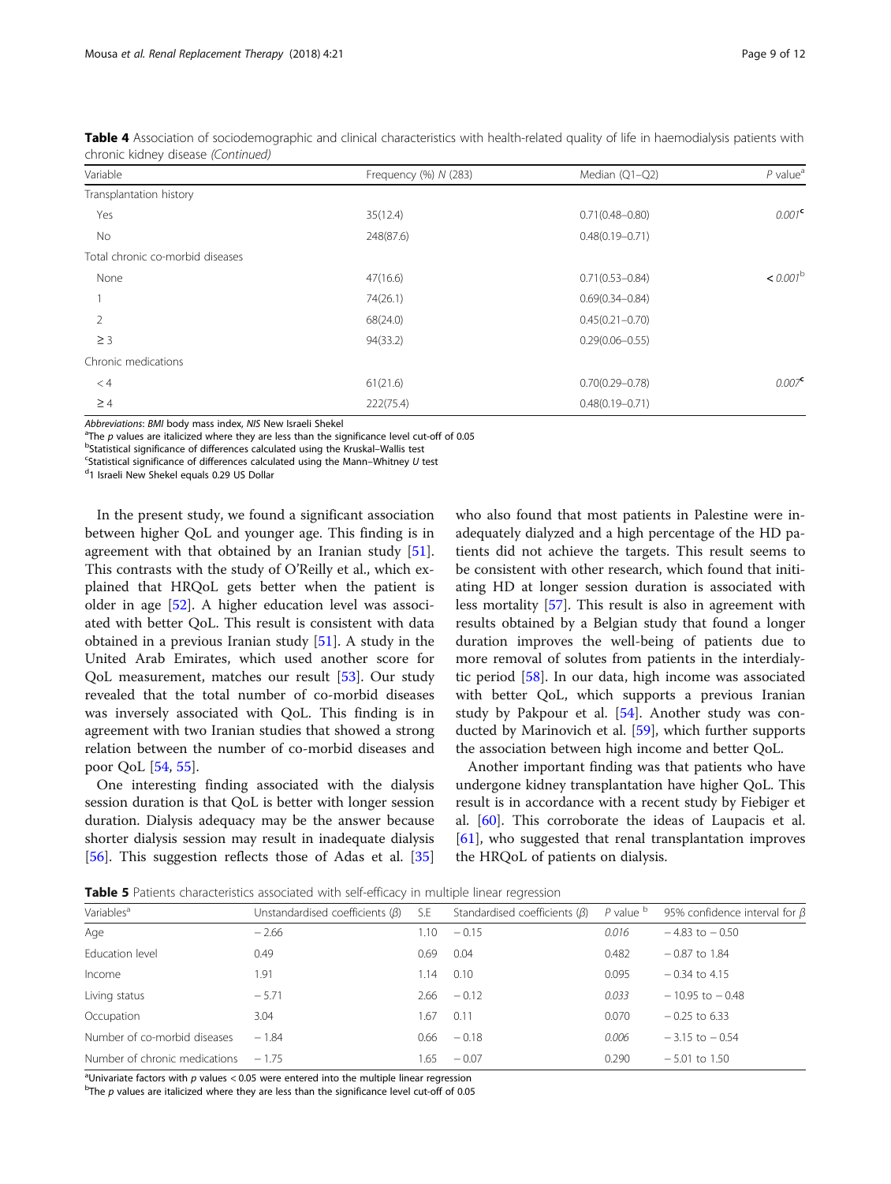**Table 4** Association of sociodemographic and clinical characteristics with health-related quality of life in haemodialysis patients with chronic kidney disease *(Continued)*

| Variable | Frequency (%) N (283) | Median (Q1–Q2) | P value[a] |
|---|---|---|---|
| Transplantation history | | | |
| Yes | 35(12.4) | 0.71(0.48–0.80) | *0.001*[c] |
| No | 248(87.6) | 0.48(0.19–0.71) | |
| Total chronic co-morbid diseases | | | |
| None | 47(16.6) | 0.71(0.53–0.84) | *< 0.001*[b] |
| 1 | 74(26.1) | 0.69(0.34–0.84) | |
| 2 | 68(24.0) | 0.45(0.21–0.70) | |
| ≥ 3 | 94(33.2) | 0.29(0.06–0.55) | |
| Chronic medications | | | |
| < 4 | 61(21.6) | 0.70(0.29–0.78) | *0.007*[c] |
| ≥ 4 | 222(75.4) | 0.48(0.19–0.71) | |

*Abbreviations*: *BMI* body mass index, *NIS* New Israeli Shekel
[a]The *p* values are italicized where they are less than the significance level cut-off of 0.05
[b]Statistical significance of differences calculated using the Kruskal–Wallis test
[c]Statistical significance of differences calculated using the Mann–Whitney *U* test
[d]1 Israeli New Shekel equals 0.29 US Dollar

In the present study, we found a significant association between higher QoL and younger age. This finding is in agreement with that obtained by an Iranian study [51]. This contrasts with the study of O'Reilly et al., which explained that HRQoL gets better when the patient is older in age [52]. A higher education level was associated with better QoL. This result is consistent with data obtained in a previous Iranian study [51]. A study in the United Arab Emirates, which used another score for QoL measurement, matches our result [53]. Our study revealed that the total number of co-morbid diseases was inversely associated with QoL. This finding is in agreement with two Iranian studies that showed a strong relation between the number of co-morbid diseases and poor QoL [54, 55].

One interesting finding associated with the dialysis session duration is that QoL is better with longer session duration. Dialysis adequacy may be the answer because shorter dialysis session may result in inadequate dialysis [56]. This suggestion reflects those of Adas et al. [35] who also found that most patients in Palestine were inadequately dialyzed and a high percentage of the HD patients did not achieve the targets. This result seems to be consistent with other research, which found that initiating HD at longer session duration is associated with less mortality [57]. This result is also in agreement with results obtained by a Belgian study that found a longer duration improves the well-being of patients due to more removal of solutes from patients in the interdialytic period [58]. In our data, high income was associated with better QoL, which supports a previous Iranian study by Pakpour et al. [54]. Another study was conducted by Marinovich et al. [59], which further supports the association between high income and better QoL.

Another important finding was that patients who have undergone kidney transplantation have higher QoL. This result is in accordance with a recent study by Fiebiger et al. [60]. This corroborate the ideas of Laupacis et al. [61], who suggested that renal transplantation improves the HRQoL of patients on dialysis.

**Table 5** Patients characteristics associated with self-efficacy in multiple linear regression

| Variables[a] | Unstandardised coefficients (β) | S.E | Standardised coefficients (β) | P value [b] | 95% confidence interval for β |
|---|---|---|---|---|---|
| Age | − 2.66 | 1.10 | − 0.15 | *0.016* | − 4.83 to − 0.50 |
| Education level | 0.49 | 0.69 | 0.04 | 0.482 | − 0.87 to 1.84 |
| Income | 1.91 | 1.14 | 0.10 | 0.095 | − 0.34 to 4.15 |
| Living status | − 5.71 | 2.66 | − 0.12 | *0.033* | − 10.95 to − 0.48 |
| Occupation | 3.04 | 1.67 | 0.11 | 0.070 | − 0.25 to 6.33 |
| Number of co-morbid diseases | − 1.84 | 0.66 | − 0.18 | *0.006* | − 3.15 to − 0.54 |
| Number of chronic medications | − 1.75 | 1.65 | − 0.07 | 0.290 | − 5.01 to 1.50 |

[a]Univariate factors with *p* values < 0.05 were entered into the multiple linear regression
[b]The *p* values are italicized where they are less than the significance level cut-off of 0.05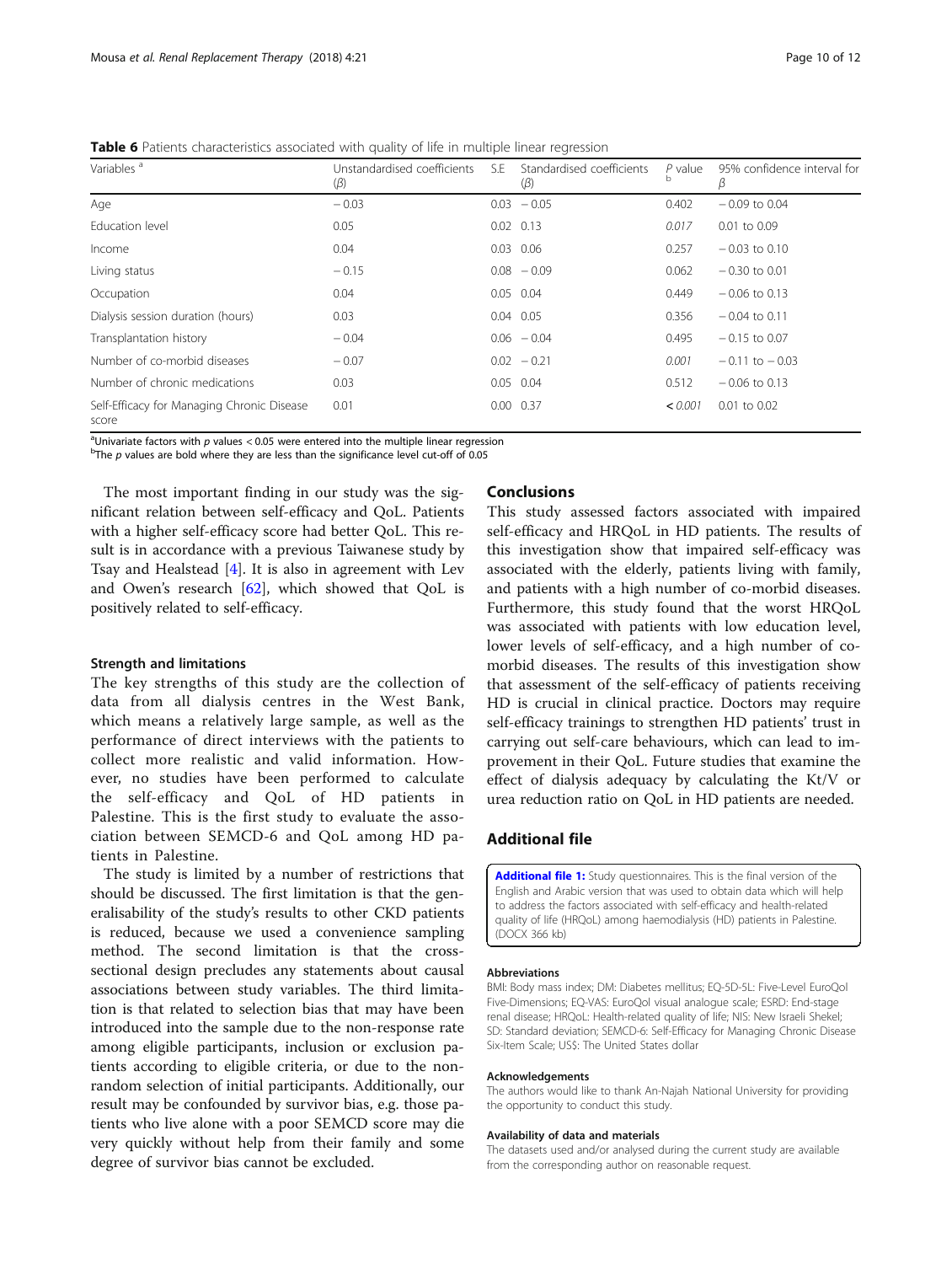**Table 6** Patients characteristics associated with quality of life in multiple linear regression

| Variables [a] | Unstandardised coefficients ($\beta$) | S.E | Standardised coefficients ($\beta$) | *P* value [b] | 95% confidence interval for $\beta$ |
|---|---|---|---|---|---|
| Age | − 0.03 | 0.03 | − 0.05 | 0.402 | − 0.09 to 0.04 |
| Education level | 0.05 | 0.02 | 0.13 | *0.017* | 0.01 to 0.09 |
| Income | 0.04 | 0.03 | 0.06 | 0.257 | − 0.03 to 0.10 |
| Living status | − 0.15 | 0.08 | − 0.09 | 0.062 | − 0.30 to 0.01 |
| Occupation | 0.04 | 0.05 | 0.04 | 0.449 | − 0.06 to 0.13 |
| Dialysis session duration (hours) | 0.03 | 0.04 | 0.05 | 0.356 | − 0.04 to 0.11 |
| Transplantation history | − 0.04 | 0.06 | − 0.04 | 0.495 | − 0.15 to 0.07 |
| Number of co-morbid diseases | − 0.07 | 0.02 | − 0.21 | *0.001* | − 0.11 to − 0.03 |
| Number of chronic medications | 0.03 | 0.05 | 0.04 | 0.512 | − 0.06 to 0.13 |
| Self-Efficacy for Managing Chronic Disease score | 0.01 | 0.00 | 0.37 | *< 0.001* | 0.01 to 0.02 |

[a]Univariate factors with *p* values < 0.05 were entered into the multiple linear regression
[b]The *p* values are bold where they are less than the significance level cut-off of 0.05

The most important finding in our study was the significant relation between self-efficacy and QoL. Patients with a higher self-efficacy score had better QoL. This result is in accordance with a previous Taiwanese study by Tsay and Healstead [4]. It is also in agreement with Lev and Owen's research [62], which showed that QoL is positively related to self-efficacy.

### Strength and limitations

The key strengths of this study are the collection of data from all dialysis centres in the West Bank, which means a relatively large sample, as well as the performance of direct interviews with the patients to collect more realistic and valid information. However, no studies have been performed to calculate the self-efficacy and QoL of HD patients in Palestine. This is the first study to evaluate the association between SEMCD-6 and QoL among HD patients in Palestine.

The study is limited by a number of restrictions that should be discussed. The first limitation is that the generalisability of the study's results to other CKD patients is reduced, because we used a convenience sampling method. The second limitation is that the cross-sectional design precludes any statements about causal associations between study variables. The third limitation is that related to selection bias that may have been introduced into the sample due to the non-response rate among eligible participants, inclusion or exclusion patients according to eligible criteria, or due to the non-random selection of initial participants. Additionally, our result may be confounded by survivor bias, e.g. those patients who live alone with a poor SEMCD score may die very quickly without help from their family and some degree of survivor bias cannot be excluded.

## Conclusions

This study assessed factors associated with impaired self-efficacy and HRQoL in HD patients. The results of this investigation show that impaired self-efficacy was associated with the elderly, patients living with family, and patients with a high number of co-morbid diseases. Furthermore, this study found that the worst HRQoL was associated with patients with low education level, lower levels of self-efficacy, and a high number of co-morbid diseases. The results of this investigation show that assessment of the self-efficacy of patients receiving HD is crucial in clinical practice. Doctors may require self-efficacy trainings to strengthen HD patients' trust in carrying out self-care behaviours, which can lead to improvement in their QoL. Future studies that examine the effect of dialysis adequacy by calculating the Kt/V or urea reduction ratio on QoL in HD patients are needed.

## Additional file

**Additional file 1:** Study questionnaires. This is the final version of the English and Arabic version that was used to obtain data which will help to address the factors associated with self-efficacy and health-related quality of life (HRQoL) among haemodialysis (HD) patients in Palestine. (DOCX 366 kb)

#### Abbreviations

BMI: Body mass index; DM: Diabetes mellitus; EQ-5D-5L: Five-Level EuroQol Five-Dimensions; EQ-VAS: EuroQol visual analogue scale; ESRD: End-stage renal disease; HRQoL: Health-related quality of life; NIS: New Israeli Shekel; SD: Standard deviation; SEMCD-6: Self-Efficacy for Managing Chronic Disease Six-Item Scale; US$: The United States dollar

#### Acknowledgements

The authors would like to thank An-Najah National University for providing the opportunity to conduct this study.

#### Availability of data and materials

The datasets used and/or analysed during the current study are available from the corresponding author on reasonable request.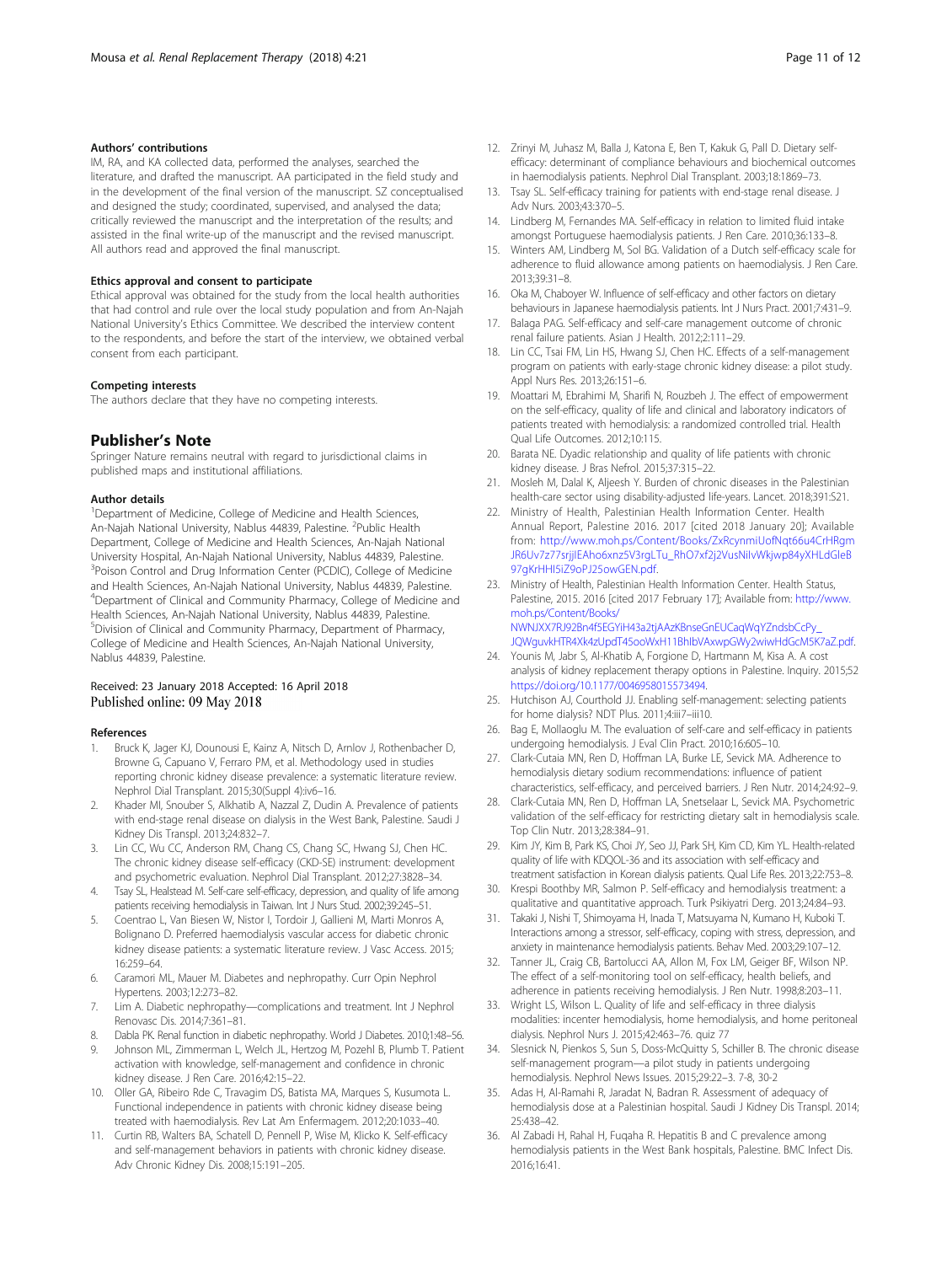### Authors' contributions

IM, RA, and KA collected data, performed the analyses, searched the literature, and drafted the manuscript. AA participated in the field study and in the development of the final version of the manuscript. SZ conceptualised and designed the study; coordinated, supervised, and analysed the data; critically reviewed the manuscript and the interpretation of the results; and assisted in the final write-up of the manuscript and the revised manuscript. All authors read and approved the final manuscript.

### Ethics approval and consent to participate

Ethical approval was obtained for the study from the local health authorities that had control and rule over the local study population and from An-Najah National University's Ethics Committee. We described the interview content to the respondents, and before the start of the interview, we obtained verbal consent from each participant.

### Competing interests

The authors declare that they have no competing interests.

## Publisher's Note

Springer Nature remains neutral with regard to jurisdictional claims in published maps and institutional affiliations.

### Author details

[1]Department of Medicine, College of Medicine and Health Sciences, An-Najah National University, Nablus 44839, Palestine. [2]Public Health Department, College of Medicine and Health Sciences, An-Najah National University Hospital, An-Najah National University, Nablus 44839, Palestine. [3]Poison Control and Drug Information Center (PCDIC), College of Medicine and Health Sciences, An-Najah National University, Nablus 44839, Palestine. [4]Department of Clinical and Community Pharmacy, College of Medicine and Health Sciences, An-Najah National University, Nablus 44839, Palestine. [5]Division of Clinical and Community Pharmacy, Department of Pharmacy, College of Medicine and Health Sciences, An-Najah National University, Nablus 44839, Palestine.

Received: 23 January 2018 Accepted: 16 April 2018
Published online: 09 May 2018

### References

1. Bruck K, Jager KJ, Dounousi E, Kainz A, Nitsch D, Arnlov J, Rothenbacher D, Browne G, Capuano V, Ferraro PM, et al. Methodology used in studies reporting chronic kidney disease prevalence: a systematic literature review. Nephrol Dial Transplant. 2015;30(Suppl 4):iv6–16.
2. Khader MI, Snouber S, Alkhatib A, Nazzal Z, Dudin A. Prevalence of patients with end-stage renal disease on dialysis in the West Bank, Palestine. Saudi J Kidney Dis Transpl. 2013;24:832–7.
3. Lin CC, Wu CC, Anderson RM, Chang CS, Chang SC, Hwang SJ, Chen HC. The chronic kidney disease self-efficacy (CKD-SE) instrument: development and psychometric evaluation. Nephrol Dial Transplant. 2012;27:3828–34.
4. Tsay SL, Healstead M. Self-care self-efficacy, depression, and quality of life among patients receiving hemodialysis in Taiwan. Int J Nurs Stud. 2002;39:245–51.
5. Coentrao L, Van Biesen W, Nistor I, Tordoir J, Gallieni M, Marti Monros A, Bolignano D. Preferred haemodialysis vascular access for diabetic chronic kidney disease patients: a systematic literature review. J Vasc Access. 2015; 16:259–64.
6. Caramori ML, Mauer M. Diabetes and nephropathy. Curr Opin Nephrol Hypertens. 2003;12:273–82.
7. Lim A. Diabetic nephropathy—complications and treatment. Int J Nephrol Renovasc Dis. 2014;7:361–81.
8. Dabla PK. Renal function in diabetic nephropathy. World J Diabetes. 2010;1:48–56.
9. Johnson ML, Zimmerman L, Welch JL, Hertzog M, Pozehl B, Plumb T. Patient activation with knowledge, self-management and confidence in chronic kidney disease. J Ren Care. 2016;42:15–22.
10. Oller GA, Ribeiro Rde C, Travagim DS, Batista MA, Marques S, Kusumota L. Functional independence in patients with chronic kidney disease being treated with haemodialysis. Rev Lat Am Enfermagem. 2012;20:1033–40.
11. Curtin RB, Walters BA, Schatell D, Pennell P, Wise M, Klicko K. Self-efficacy and self-management behaviors in patients with chronic kidney disease. Adv Chronic Kidney Dis. 2008;15:191–205.
12. Zrinyi M, Juhasz M, Balla J, Katona E, Ben T, Kakuk G, Pall D. Dietary self-efficacy: determinant of compliance behaviours and biochemical outcomes in haemodialysis patients. Nephrol Dial Transplant. 2003;18:1869–73.
13. Tsay SL. Self-efficacy training for patients with end-stage renal disease. J Adv Nurs. 2003;43:370–5.
14. Lindberg M, Fernandes MA. Self-efficacy in relation to limited fluid intake amongst Portuguese haemodialysis patients. J Ren Care. 2010;36:133–8.
15. Winters AM, Lindberg M, Sol BG. Validation of a Dutch self-efficacy scale for adherence to fluid allowance among patients on haemodialysis. J Ren Care. 2013;39:31–8.
16. Oka M, Chaboyer W. Influence of self-efficacy and other factors on dietary behaviours in Japanese haemodialysis patients. Int J Nurs Pract. 2001;7:431–9.
17. Balaga PAG. Self-efficacy and self-care management outcome of chronic renal failure patients. Asian J Health. 2012;2:111–29.
18. Lin CC, Tsai FM, Lin HS, Hwang SJ, Chen HC. Effects of a self-management program on patients with early-stage chronic kidney disease: a pilot study. Appl Nurs Res. 2013;26:151–6.
19. Moattari M, Ebrahimi M, Sharifi N, Rouzbeh J. The effect of empowerment on the self-efficacy, quality of life and clinical and laboratory indicators of patients treated with hemodialysis: a randomized controlled trial. Health Qual Life Outcomes. 2012;10:115.
20. Barata NE. Dyadic relationship and quality of life patients with chronic kidney disease. J Bras Nefrol. 2015;37:315–22.
21. Mosleh M, Dalal K, Aljeesh Y. Burden of chronic diseases in the Palestinian health-care sector using disability-adjusted life-years. Lancet. 2018;391:S21.
22. Ministry of Health, Palestinian Health Information Center. Health Annual Report, Palestine 2016. 2017 [cited 2018 January 20]; Available from: http://www.moh.ps/Content/Books/ZxRcynmiUofNqt66u4CrHRgmJR6Uv7z77srjjIEAho6xnz5V3rgLTu_RhO7xf2j2VusNiIvWkjwp84yXHLdGleB97gKrHHI5iZ9oPJ25owGEN.pdf.
23. Ministry of Health, Palestinian Health Information Center. Health Status, Palestine, 2015. 2016 [cited 2017 February 17]; Available from: http://www.moh.ps/Content/Books/NWNJXX7RJ92Bn4f5EGYiH43a2tjAAzKBnseGnEUCaqWqYZndsbCcPy_JQWguvkHTR4Xk4zUpdT45ooWxH11BhIbVAxwpGWy2wiwHdGcM5K7aZ.pdf.
24. Younis M, Jabr S, Al-Khatib A, Forgione D, Hartmann M, Kisa A. A cost analysis of kidney replacement therapy options in Palestine. Inquiry. 2015;52 https://doi.org/10.1177/0046958015573494.
25. Hutchison AJ, Courthold JJ. Enabling self-management: selecting patients for home dialysis? NDT Plus. 2011;4:iii7–iii10.
26. Bag E, Mollaoglu M. The evaluation of self-care and self-efficacy in patients undergoing hemodialysis. J Eval Clin Pract. 2010;16:605–10.
27. Clark-Cutaia MN, Ren D, Hoffman LA, Burke LE, Sevick MA. Adherence to hemodialysis dietary sodium recommendations: influence of patient characteristics, self-efficacy, and perceived barriers. J Ren Nutr. 2014;24:92–9.
28. Clark-Cutaia MN, Ren D, Hoffman LA, Snetselaar L, Sevick MA. Psychometric validation of the self-efficacy for restricting dietary salt in hemodialysis scale. Top Clin Nutr. 2013;28:384–91.
29. Kim JY, Kim B, Park KS, Choi JY, Seo JJ, Park SH, Kim CD, Kim YL. Health-related quality of life with KDQOL-36 and its association with self-efficacy and treatment satisfaction in Korean dialysis patients. Qual Life Res. 2013;22:753–8.
30. Krespi Boothby MR, Salmon P. Self-efficacy and hemodialysis treatment: a qualitative and quantitative approach. Turk Psikiyatri Derg. 2013;24:84–93.
31. Takaki J, Nishi T, Shimoyama H, Inada T, Matsuyama N, Kumano H, Kuboki T. Interactions among a stressor, self-efficacy, coping with stress, depression, and anxiety in maintenance hemodialysis patients. Behav Med. 2003;29:107–12.
32. Tanner JL, Craig CB, Bartolucci AA, Allon M, Fox LM, Geiger BF, Wilson NP. The effect of a self-monitoring tool on self-efficacy, health beliefs, and adherence in patients receiving hemodialysis. J Ren Nutr. 1998;8:203–11.
33. Wright LS, Wilson L. Quality of life and self-efficacy in three dialysis modalities: incenter hemodialysis, home hemodialysis, and home peritoneal dialysis. Nephrol Nurs J. 2015;42:463–76. quiz 77
34. Slesnick N, Pienkos S, Sun S, Doss-McQuitty S, Schiller B. The chronic disease self-management program—a pilot study in patients undergoing hemodialysis. Nephrol News Issues. 2015;29:22–3. 7-8, 30-2
35. Adas H, Al-Ramahi R, Jaradat N, Badran R. Assessment of adequacy of hemodialysis dose at a Palestinian hospital. Saudi J Kidney Dis Transpl. 2014; 25:438–42.
36. Al Zabadi H, Rahal H, Fuqaha R. Hepatitis B and C prevalence among hemodialysis patients in the West Bank hospitals, Palestine. BMC Infect Dis. 2016;16:41.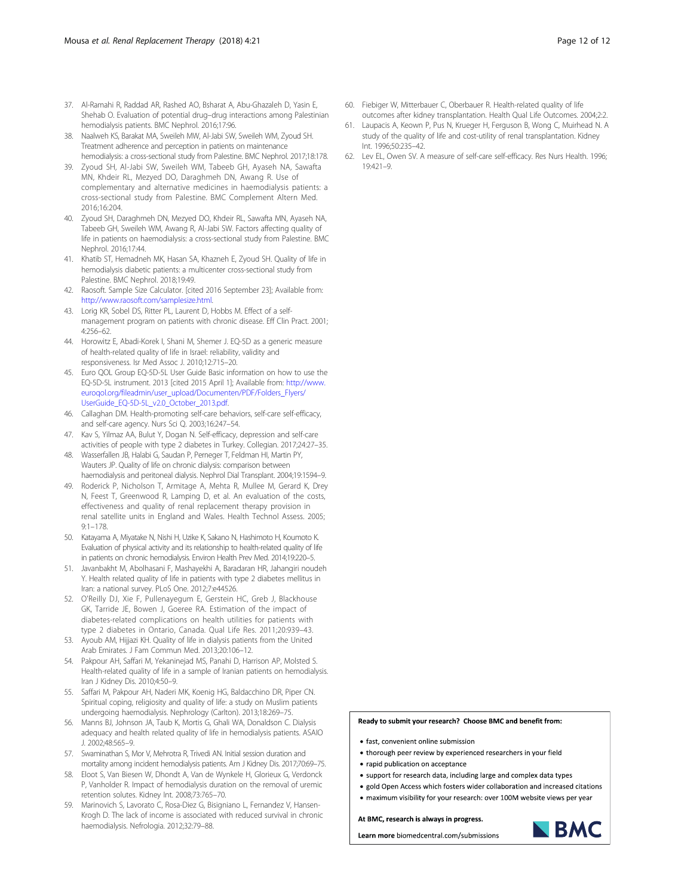37. Al-Ramahi R, Raddad AR, Rashed AO, Bsharat A, Abu-Ghazaleh D, Yasin E, Shehab O. Evaluation of potential drug–drug interactions among Palestinian hemodialysis patients. BMC Nephrol. 2016;17:96.
38. Naalweh KS, Barakat MA, Sweileh MW, Al-Jabi SW, Sweileh WM, Zyoud SH. Treatment adherence and perception in patients on maintenance hemodialysis: a cross-sectional study from Palestine. BMC Nephrol. 2017;18:178.
39. Zyoud SH, Al-Jabi SW, Sweileh WM, Tabeeb GH, Ayaseh NA, Sawafta MN, Khdeir RL, Mezyed DO, Daraghmeh DN, Awang R. Use of complementary and alternative medicines in haemodialysis patients: a cross-sectional study from Palestine. BMC Complement Altern Med. 2016;16:204.
40. Zyoud SH, Daraghmeh DN, Mezyed DO, Khdeir RL, Sawafta MN, Ayaseh NA, Tabeeb GH, Sweileh WM, Awang R, Al-Jabi SW. Factors affecting quality of life in patients on haemodialysis: a cross-sectional study from Palestine. BMC Nephrol. 2016;17:44.
41. Khatib ST, Hemadneh MK, Hasan SA, Khazneh E, Zyoud SH. Quality of life in hemodialysis diabetic patients: a multicenter cross-sectional study from Palestine. BMC Nephrol. 2018;19:49.
42. Raosoft. Sample Size Calculator. [cited 2016 September 23]; Available from: http://www.raosoft.com/samplesize.html.
43. Lorig KR, Sobel DS, Ritter PL, Laurent D, Hobbs M. Effect of a self-management program on patients with chronic disease. Eff Clin Pract. 2001; 4:256–62.
44. Horowitz E, Abadi-Korek I, Shani M, Shemer J. EQ-5D as a generic measure of health-related quality of life in Israel: reliability, validity and responsiveness. Isr Med Assoc J. 2010;12:715–20.
45. Euro QOL Group EQ-5D-5L User Guide Basic information on how to use the EQ-5D-5L instrument. 2013 [cited 2015 April 1]; Available from: http://www.euroqol.org/fileadmin/user_upload/Documenten/PDF/Folders_Flyers/UserGuide_EQ-5D-5L_v2.0_October_2013.pdf.
46. Callaghan DM. Health-promoting self-care behaviors, self-care self-efficacy, and self-care agency. Nurs Sci Q. 2003;16:247–54.
47. Kav S, Yilmaz AA, Bulut Y, Dogan N. Self-efficacy, depression and self-care activities of people with type 2 diabetes in Turkey. Collegian. 2017;24:27–35.
48. Wasserfallen JB, Halabi G, Saudan P, Perneger T, Feldman HI, Martin PY, Wauters JP. Quality of life on chronic dialysis: comparison between haemodialysis and peritoneal dialysis. Nephrol Dial Transplant. 2004;19:1594–9.
49. Roderick P, Nicholson T, Armitage A, Mehta R, Mullee M, Gerard K, Drey N, Feest T, Greenwood R, Lamping D, et al. An evaluation of the costs, effectiveness and quality of renal replacement therapy provision in renal satellite units in England and Wales. Health Technol Assess. 2005; 9:1–178.
50. Katayama A, Miyatake N, Nishi H, Uzike K, Sakano N, Hashimoto H, Koumoto K. Evaluation of physical activity and its relationship to health-related quality of life in patients on chronic hemodialysis. Environ Health Prev Med. 2014;19:220–5.
51. Javanbakht M, Abolhasani F, Mashayekhi A, Baradaran HR, Jahangiri noudeh Y. Health related quality of life in patients with type 2 diabetes mellitus in Iran: a national survey. PLoS One. 2012;7:e44526.
52. O'Reilly DJ, Xie F, Pullenayegum E, Gerstein HC, Greb J, Blackhouse GK, Tarride JE, Bowen J, Goeree RA. Estimation of the impact of diabetes-related complications on health utilities for patients with type 2 diabetes in Ontario, Canada. Qual Life Res. 2011;20:939–43.
53. Ayoub AM, Hijjazi KH. Quality of life in dialysis patients from the United Arab Emirates. J Fam Commun Med. 2013;20:106–12.
54. Pakpour AH, Saffari M, Yekaninejad MS, Panahi D, Harrison AP, Molsted S. Health-related quality of life in a sample of Iranian patients on hemodialysis. Iran J Kidney Dis. 2010;4:50–9.
55. Saffari M, Pakpour AH, Naderi MK, Koenig HG, Baldacchino DR, Piper CN. Spiritual coping, religiosity and quality of life: a study on Muslim patients undergoing haemodialysis. Nephrology (Carlton). 2013;18:269–75.
56. Manns BJ, Johnson JA, Taub K, Mortis G, Ghali WA, Donaldson C. Dialysis adequacy and health related quality of life in hemodialysis patients. ASAIO J. 2002;48:565–9.
57. Swaminathan S, Mor V, Mehrotra R, Trivedi AN. Initial session duration and mortality among incident hemodialysis patients. Am J Kidney Dis. 2017;70:69–75.
58. Eloot S, Van Biesen W, Dhondt A, Van de Wynkele H, Glorieux G, Verdonck P, Vanholder R. Impact of hemodialysis duration on the removal of uremic retention solutes. Kidney Int. 2008;73:765–70.
59. Marinovich S, Lavorato C, Rosa-Diez G, Bisigniano L, Fernandez V, Hansen-Krogh D. The lack of income is associated with reduced survival in chronic haemodialysis. Nefrologia. 2012;32:79–88.
60. Fiebiger W, Mitterbauer C, Oberbauer R. Health-related quality of life outcomes after kidney transplantation. Health Qual Life Outcomes. 2004;2:2.
61. Laupacis A, Keown P, Pus N, Krueger H, Ferguson B, Wong C, Muirhead N. A study of the quality of life and cost-utility of renal transplantation. Kidney Int. 1996;50:235–42.
62. Lev EL, Owen SV. A measure of self-care self-efficacy. Res Nurs Health. 1996; 19:421–9.

**Ready to submit your research? Choose BMC and benefit from:**

- fast, convenient online submission
- thorough peer review by experienced researchers in your field
- rapid publication on acceptance
- support for research data, including large and complex data types
- gold Open Access which fosters wider collaboration and increased citations
- maximum visibility for your research: over 100M website views per year

**At BMC, research is always in progress.**

**Learn more** biomedcentral.com/submissions